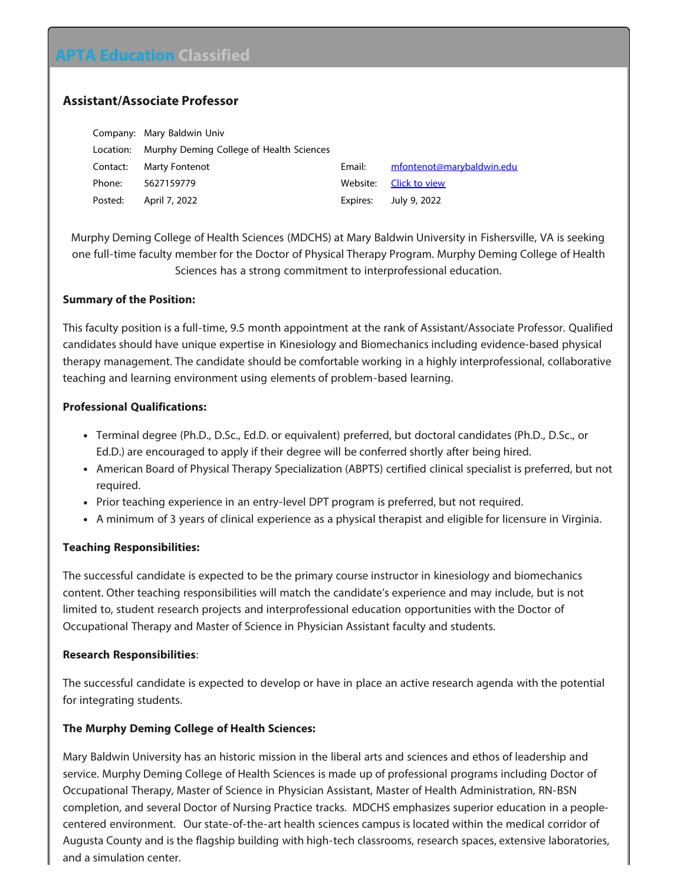# APTA Education Classified

## Assistant/Associate Professor

| | | | |
|---|---|---|---|
| Company: | Mary Baldwin Univ | | |
| Location: | Murphy Deming College of Health Sciences | | |
| Contact: | Marty Fontenot | Email: | mfontenot@marybaldwin.edu |
| Phone: | 5627159779 | Website: | Click to view |
| Posted: | April 7, 2022 | Expires: | July 9, 2022 |

Murphy Deming College of Health Sciences (MDCHS) at Mary Baldwin University in Fishersville, VA is seeking one full-time faculty member for the Doctor of Physical Therapy Program. Murphy Deming College of Health Sciences has a strong commitment to interprofessional education.

**Summary of the Position:**

This faculty position is a full-time, 9.5 month appointment at the rank of Assistant/Associate Professor. Qualified candidates should have unique expertise in Kinesiology and Biomechanics including evidence-based physical therapy management. The candidate should be comfortable working in a highly interprofessional, collaborative teaching and learning environment using elements of problem-based learning.

**Professional Qualifications:**

- Terminal degree (Ph.D., D.Sc., Ed.D. or equivalent) preferred, but doctoral candidates (Ph.D., D.Sc., or Ed.D.) are encouraged to apply if their degree will be conferred shortly after being hired.
- American Board of Physical Therapy Specialization (ABPTS) certified clinical specialist is preferred, but not required.
- Prior teaching experience in an entry-level DPT program is preferred, but not required.
- A minimum of 3 years of clinical experience as a physical therapist and eligible for licensure in Virginia.

**Teaching Responsibilities:**

The successful candidate is expected to be the primary course instructor in kinesiology and biomechanics content. Other teaching responsibilities will match the candidate's experience and may include, but is not limited to, student research projects and interprofessional education opportunities with the Doctor of Occupational Therapy and Master of Science in Physician Assistant faculty and students.

**Research Responsibilities**:

The successful candidate is expected to develop or have in place an active research agenda with the potential for integrating students.

**The Murphy Deming College of Health Sciences:**

Mary Baldwin University has an historic mission in the liberal arts and sciences and ethos of leadership and service. Murphy Deming College of Health Sciences is made up of professional programs including Doctor of Occupational Therapy, Master of Science in Physician Assistant, Master of Health Administration, RN-BSN completion, and several Doctor of Nursing Practice tracks. MDCHS emphasizes superior education in a people-centered environment. Our state-of-the-art health sciences campus is located within the medical corridor of Augusta County and is the flagship building with high-tech classrooms, research spaces, extensive laboratories, and a simulation center.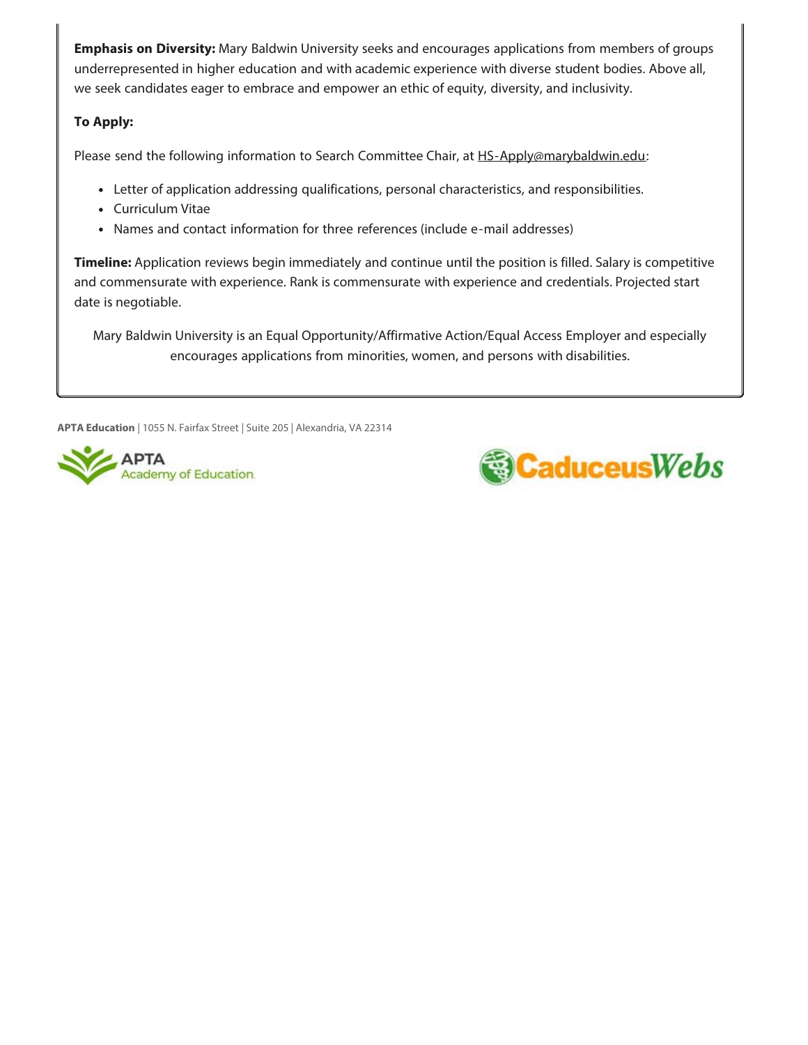**Emphasis on Diversity:** Mary Baldwin University seeks and encourages applications from members of groups underrepresented in higher education and with academic experience with diverse student bodies. Above all, we seek candidates eager to embrace and empower an ethic of equity, diversity, and inclusivity.

**To Apply:**

Please send the following information to Search Committee Chair, at HS-Apply@marybaldwin.edu:

- Letter of application addressing qualifications, personal characteristics, and responsibilities.
- Curriculum Vitae
- Names and contact information for three references (include e-mail addresses)

**Timeline:** Application reviews begin immediately and continue until the position is filled. Salary is competitive and commensurate with experience. Rank is commensurate with experience and credentials. Projected start date is negotiable.

Mary Baldwin University is an Equal Opportunity/Affirmative Action/Equal Access Employer and especially encourages applications from minorities, women, and persons with disabilities.

**APTA Education** | 1055 N. Fairfax Street | Suite 205 | Alexandria, VA 22314

APTA Academy of Education

CaduceusWebs